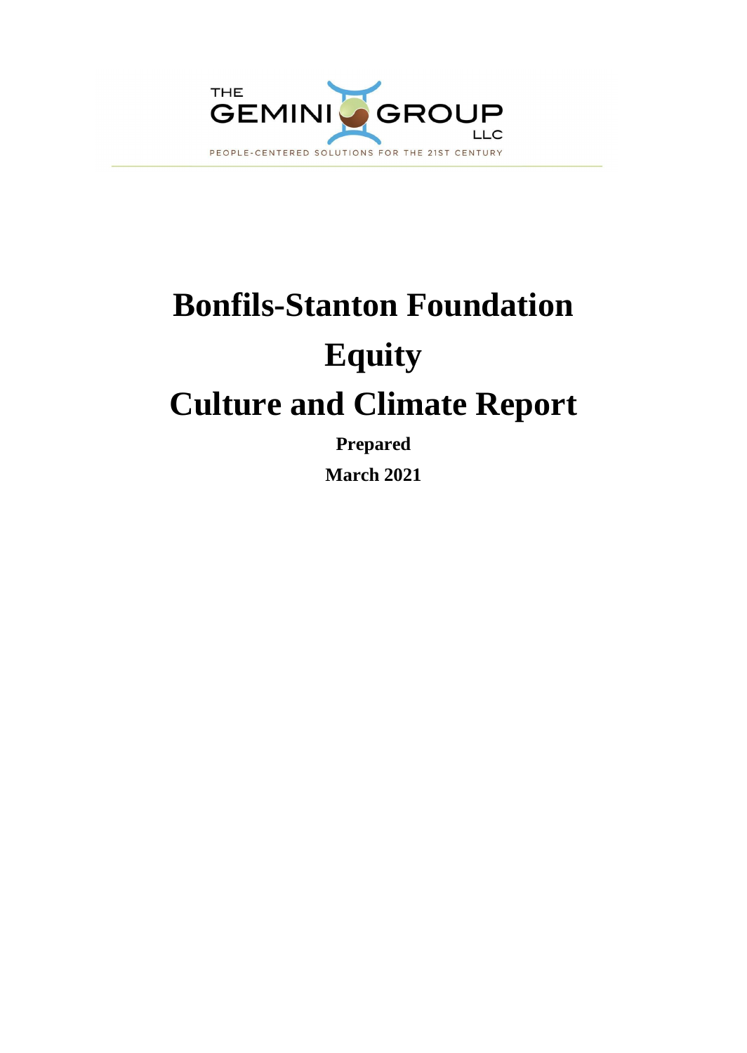THE GEMINI GROUP LLC

PEOPLE-CENTERED SOLUTIONS FOR THE 21ST CENTURY

# Bonfils-Stanton Foundation

# Equity

# Culture and Climate Report

**Prepared**

**March 2021**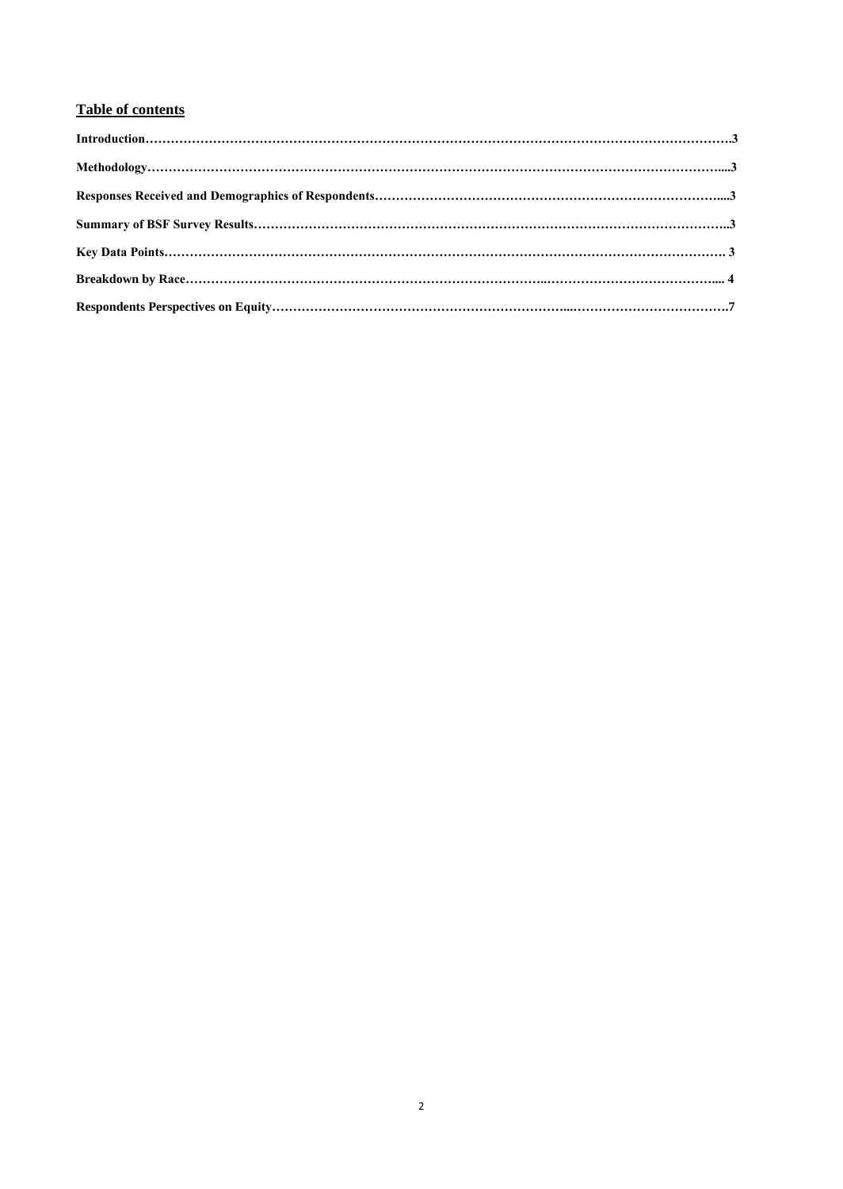## Table of contents

**Introduction……………………………………………………………………………………………………………………….3**

**Methodology…………………………………………………………………………………………………………………….....3**

**Responses Received and Demographics of Respondents………………………………………………………………………....3**

**Summary of BSF Survey Results………………………………………………………………………………………………..3**

**Key Data Points……………………………………………………………………………………………………………… 3**

**Breakdown by Race……………………………………………………………………………...…………………………….... 4**

**Respondents Perspectives on Equity……………………………………………………………...……………………………….7**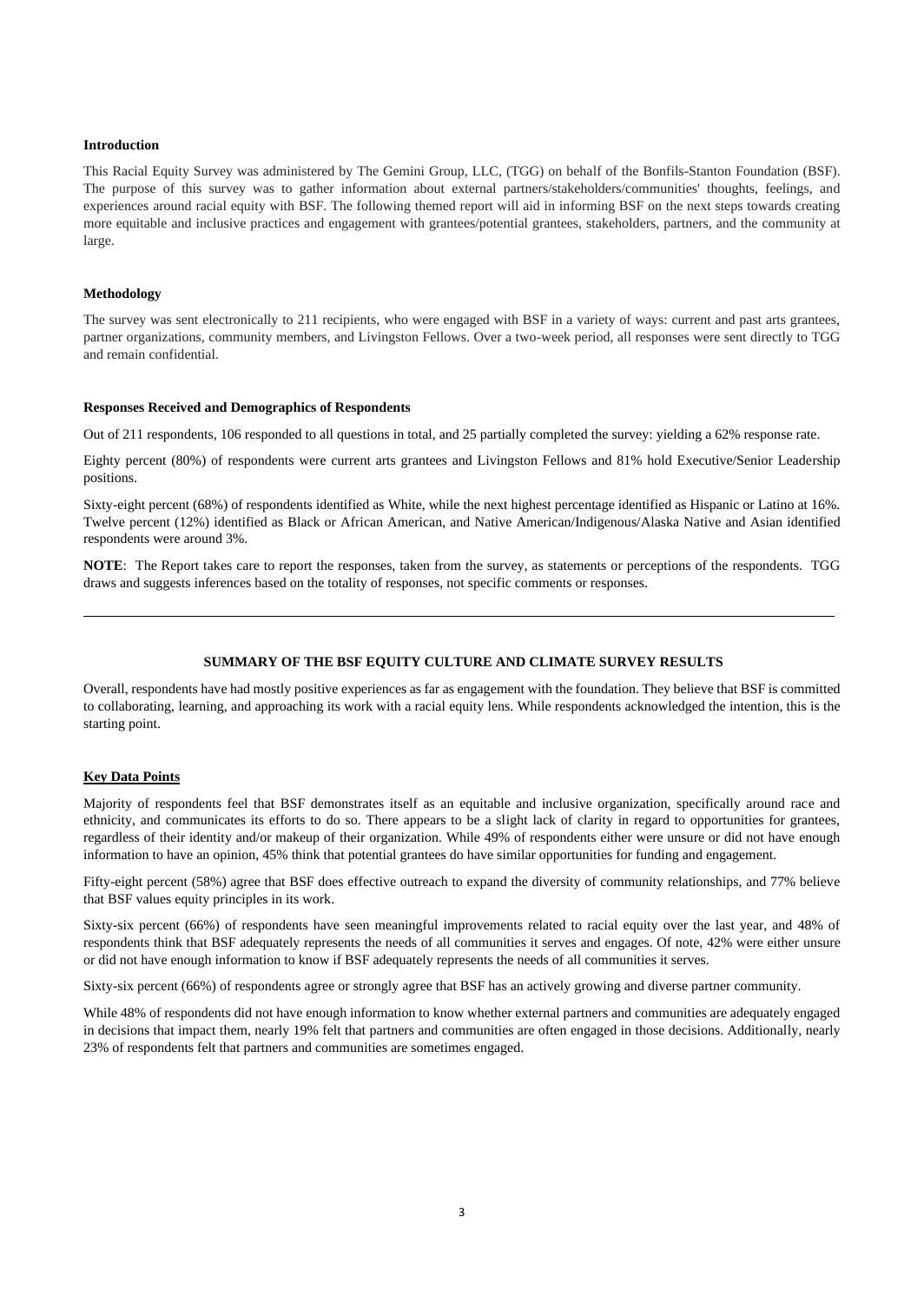**Introduction**

This Racial Equity Survey was administered by The Gemini Group, LLC, (TGG) on behalf of the Bonfils-Stanton Foundation (BSF). The purpose of this survey was to gather information about external partners/stakeholders/communities' thoughts, feelings, and experiences around racial equity with BSF. The following themed report will aid in informing BSF on the next steps towards creating more equitable and inclusive practices and engagement with grantees/potential grantees, stakeholders, partners, and the community at large.

**Methodology**

The survey was sent electronically to 211 recipients, who were engaged with BSF in a variety of ways: current and past arts grantees, partner organizations, community members, and Livingston Fellows. Over a two-week period, all responses were sent directly to TGG and remain confidential.

**Responses Received and Demographics of Respondents**

Out of 211 respondents, 106 responded to all questions in total, and 25 partially completed the survey: yielding a 62% response rate.

Eighty percent (80%) of respondents were current arts grantees and Livingston Fellows and 81% hold Executive/Senior Leadership positions.

Sixty-eight percent (68%) of respondents identified as White, while the next highest percentage identified as Hispanic or Latino at 16%. Twelve percent (12%) identified as Black or African American, and Native American/Indigenous/Alaska Native and Asian identified respondents were around 3%.

**NOTE**: The Report takes care to report the responses, taken from the survey, as statements or perceptions of the respondents. TGG draws and suggests inferences based on the totality of responses, not specific comments or responses.

---

**SUMMARY OF THE BSF EQUITY CULTURE AND CLIMATE SURVEY RESULTS**

Overall, respondents have had mostly positive experiences as far as engagement with the foundation. They believe that BSF is committed to collaborating, learning, and approaching its work with a racial equity lens. While respondents acknowledged the intention, this is the starting point.

**Key Data Points**

Majority of respondents feel that BSF demonstrates itself as an equitable and inclusive organization, specifically around race and ethnicity, and communicates its efforts to do so. There appears to be a slight lack of clarity in regard to opportunities for grantees, regardless of their identity and/or makeup of their organization. While 49% of respondents either were unsure or did not have enough information to have an opinion, 45% think that potential grantees do have similar opportunities for funding and engagement.

Fifty-eight percent (58%) agree that BSF does effective outreach to expand the diversity of community relationships, and 77% believe that BSF values equity principles in its work.

Sixty-six percent (66%) of respondents have seen meaningful improvements related to racial equity over the last year, and 48% of respondents think that BSF adequately represents the needs of all communities it serves and engages. Of note, 42% were either unsure or did not have enough information to know if BSF adequately represents the needs of all communities it serves.

Sixty-six percent (66%) of respondents agree or strongly agree that BSF has an actively growing and diverse partner community.

While 48% of respondents did not have enough information to know whether external partners and communities are adequately engaged in decisions that impact them, nearly 19% felt that partners and communities are often engaged in those decisions. Additionally, nearly 23% of respondents felt that partners and communities are sometimes engaged.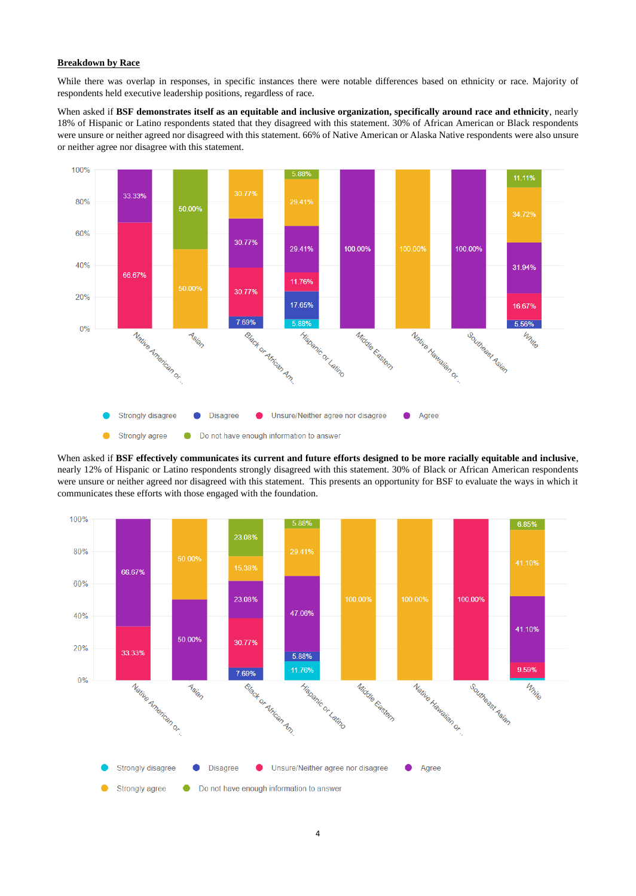**Breakdown by Race**

While there was overlap in responses, in specific instances there were notable differences based on ethnicity or race. Majority of respondents held executive leadership positions, regardless of race.

When asked if **BSF demonstrates itself as an equitable and inclusive organization, specifically around race and ethnicity**, nearly 18% of Hispanic or Latino respondents stated that they disagreed with this statement. 30% of African American or Black respondents were unsure or neither agreed nor disagreed with this statement. 66% of Native American or Alaska Native respondents were also unsure or neither agree nor disagree with this statement.

| Race | Strongly disagree | Disagree | Unsure/Neither agree nor disagree | Agree | Strongly agree | Do not have enough information to answer |
|---|---|---|---|---|---|---|
| Native American or .. | | | 66.67% | 33.33% | | |
| Asian | | | | | 50.00% | 50.00% |
| Black or African Am.. | | 7.69% | 30.77% | 30.77% | 30.77% | |
| Hispanic or Latino | 5.88% | 17.65% | 11.76% | 29.41% | 29.41% | 5.88% |
| Middle Eastern | | | | 100.00% | | |
| Native Hawaiian or .. | | | | | 100.00% | |
| Southeast Asian | | | | 100.00% | | |
| White | | 5.56% | 16.67% | 31.94% | 34.72% | 11.11% |

When asked if **BSF effectively communicates its current and future efforts designed to be more racially equitable and inclusive**, nearly 12% of Hispanic or Latino respondents strongly disagreed with this statement. 30% of Black or African American respondents were unsure or neither agreed nor disagreed with this statement. This presents an opportunity for BSF to evaluate the ways in which it communicates these efforts with those engaged with the foundation.

| Race | Strongly disagree | Disagree | Unsure/Neither agree nor disagree | Agree | Strongly agree | Do not have enough information to answer |
|---|---|---|---|---|---|---|
| Native American or .. | | | 33.33% | 66.67% | | |
| Asian | | | | 50.00% | 50.00% | |
| Black or African Am.. | | 7.69% | 30.77% | 23.08% | 15.38% | 23.08% |
| Hispanic or Latino | 11.76% | 5.88% | | 47.06% | 29.41% | 5.88% |
| Middle Eastern | | | | | 100.00% | |
| Native Hawaiian or .. | | | | | 100.00% | |
| Southeast Asian | | | 100.00% | | | |
| White | | | 9.59% | 41.10% | 41.10% | 6.85% |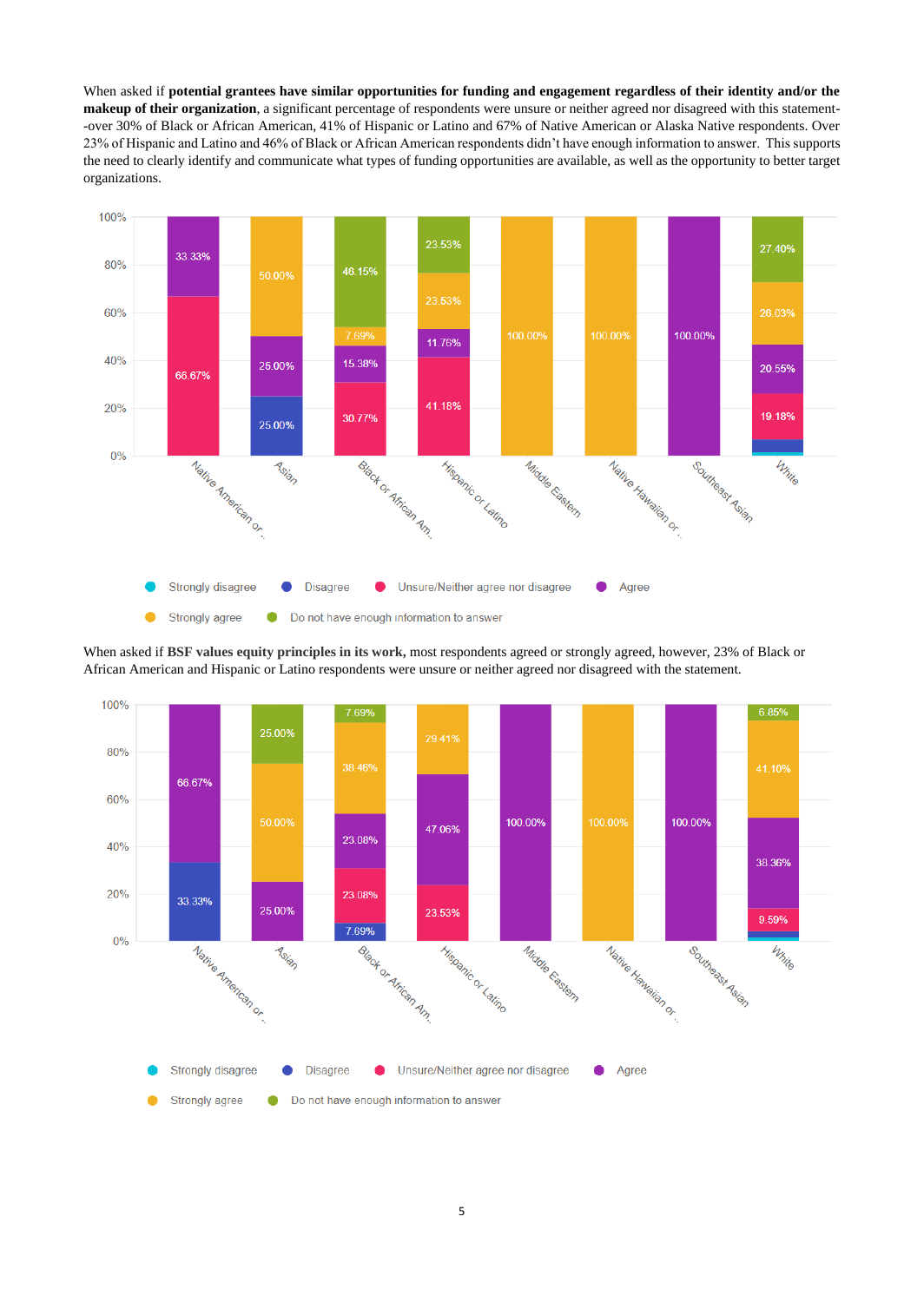When asked if **potential grantees have similar opportunities for funding and engagement regardless of their identity and/or the makeup of their organization**, a significant percentage of respondents were unsure or neither agreed nor disagreed with this statement--over 30% of Black or African American, 41% of Hispanic or Latino and 67% of Native American or Alaska Native respondents. Over 23% of Hispanic and Latino and 46% of Black or African American respondents didn't have enough information to answer. This supports the need to clearly identify and communicate what types of funding opportunities are available, as well as the opportunity to better target organizations.

| | Native American or.. | Asian | Black or African Am.. | Hispanic or Latino | Middle Eastern | Native Hawaiian or.. | Southeast Asian | White |
|---|---|---|---|---|---|---|---|---|
| Strongly disagree | | | | | | | | |
| Disagree | | 25.00% | | | | | | |
| Unsure/Neither agree nor disagree | 66.67% | | 30.77% | 41.18% | | | | 19.18% |
| Agree | 33.33% | 25.00% | 15.38% | 11.76% | | | 100.00% | 20.55% |
| Strongly agree | | 50.00% | 7.69% | 23.53% | 100.00% | 100.00% | | 26.03% |
| Do not have enough information to answer | | | 46.15% | 23.53% | | | | 27.40% |

When asked if **BSF values equity principles in its work,** most respondents agreed or strongly agreed, however, 23% of Black or African American and Hispanic or Latino respondents were unsure or neither agreed nor disagreed with the statement.

| | Native American or.. | Asian | Black or African Am.. | Hispanic or Latino | Middle Eastern | Native Hawaiian or.. | Southeast Asian | White |
|---|---|---|---|---|---|---|---|---|
| Strongly disagree | | | | | | | | |
| Disagree | 33.33% | | 7.69% | | | | | |
| Unsure/Neither agree nor disagree | | | 23.08% | 23.53% | | | | 9.59% |
| Agree | 66.67% | 25.00% | 23.08% | 47.06% | 100.00% | | 100.00% | 38.36% |
| Strongly agree | | 50.00% | 38.46% | 29.41% | | 100.00% | | 41.10% |
| Do not have enough information to answer | | 25.00% | 7.69% | | | | | 6.85% |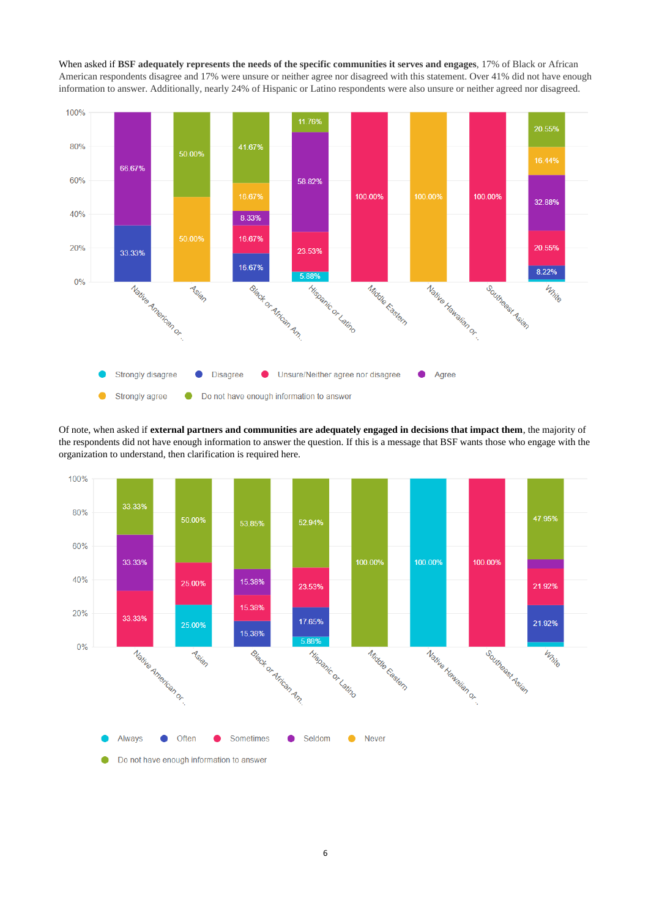When asked if **BSF adequately represents the needs of the specific communities it serves and engages**, 17% of Black or African American respondents disagree and 17% were unsure or neither agree nor disagreed with this statement. Over 41% did not have enough information to answer. Additionally, nearly 24% of Hispanic or Latino respondents were also unsure or neither agreed nor disagreed.

Of note, when asked if **external partners and communities are adequately engaged in decisions that impact them**, the majority of the respondents did not have enough information to answer the question. If this is a message that BSF wants those who engage with the organization to understand, then clarification is required here.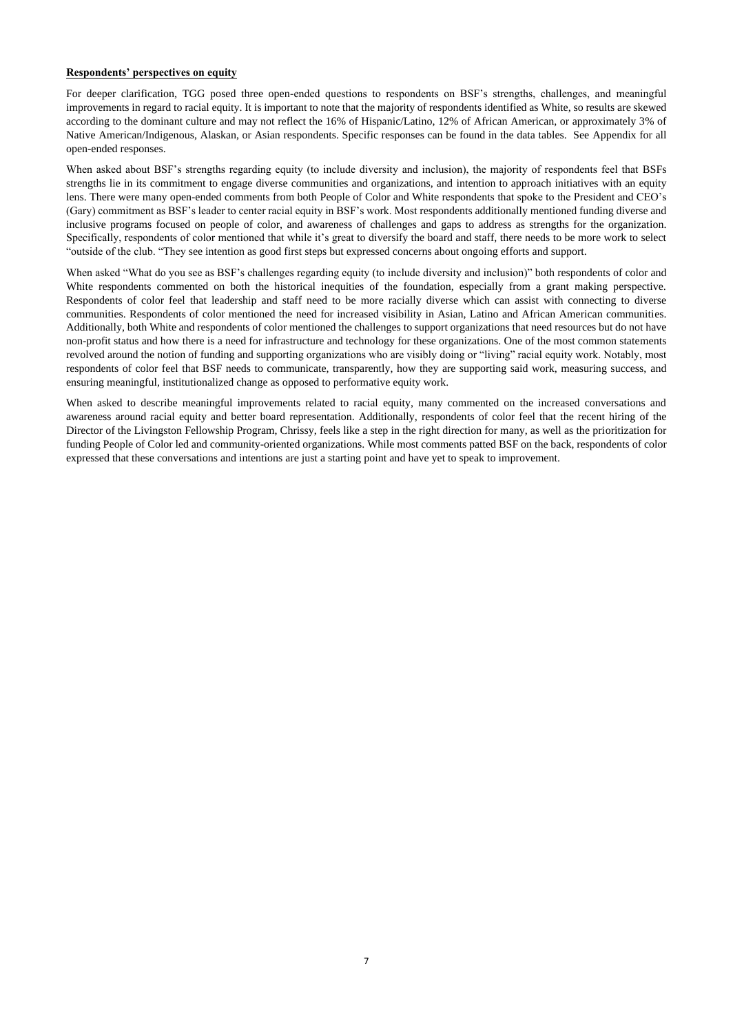**Respondents' perspectives on equity**

For deeper clarification, TGG posed three open-ended questions to respondents on BSF's strengths, challenges, and meaningful improvements in regard to racial equity. It is important to note that the majority of respondents identified as White, so results are skewed according to the dominant culture and may not reflect the 16% of Hispanic/Latino, 12% of African American, or approximately 3% of Native American/Indigenous, Alaskan, or Asian respondents. Specific responses can be found in the data tables. See Appendix for all open-ended responses.

When asked about BSF's strengths regarding equity (to include diversity and inclusion), the majority of respondents feel that BSFs strengths lie in its commitment to engage diverse communities and organizations, and intention to approach initiatives with an equity lens. There were many open-ended comments from both People of Color and White respondents that spoke to the President and CEO's (Gary) commitment as BSF's leader to center racial equity in BSF's work. Most respondents additionally mentioned funding diverse and inclusive programs focused on people of color, and awareness of challenges and gaps to address as strengths for the organization. Specifically, respondents of color mentioned that while it's great to diversify the board and staff, there needs to be more work to select "outside of the club. "They see intention as good first steps but expressed concerns about ongoing efforts and support.

When asked "What do you see as BSF's challenges regarding equity (to include diversity and inclusion)" both respondents of color and White respondents commented on both the historical inequities of the foundation, especially from a grant making perspective. Respondents of color feel that leadership and staff need to be more racially diverse which can assist with connecting to diverse communities. Respondents of color mentioned the need for increased visibility in Asian, Latino and African American communities. Additionally, both White and respondents of color mentioned the challenges to support organizations that need resources but do not have non-profit status and how there is a need for infrastructure and technology for these organizations. One of the most common statements revolved around the notion of funding and supporting organizations who are visibly doing or "living" racial equity work. Notably, most respondents of color feel that BSF needs to communicate, transparently, how they are supporting said work, measuring success, and ensuring meaningful, institutionalized change as opposed to performative equity work.

When asked to describe meaningful improvements related to racial equity, many commented on the increased conversations and awareness around racial equity and better board representation. Additionally, respondents of color feel that the recent hiring of the Director of the Livingston Fellowship Program, Chrissy, feels like a step in the right direction for many, as well as the prioritization for funding People of Color led and community-oriented organizations. While most comments patted BSF on the back, respondents of color expressed that these conversations and intentions are just a starting point and have yet to speak to improvement.